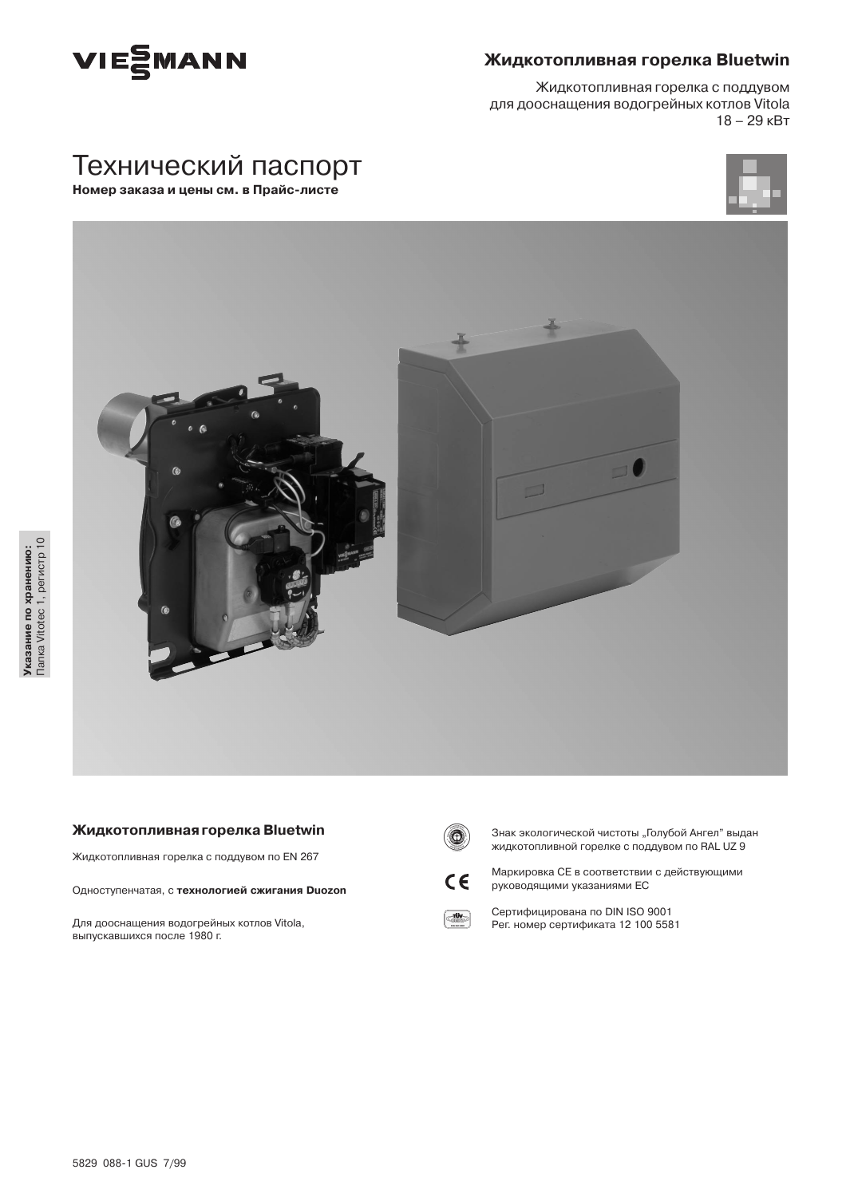**Жидкотопливная горелка Bluetwin**

Жидкотопливная горелка с поддувом
для дооснащения водогрейных котлов Vitola
18 – 29 кВт

# Технический паспорт

**Номер заказа и цены см. в Прайс-листе**

**Указание по хранению:**
Папка Vitotec 1, регистр 10

## Жидкотопливная горелка Bluetwin

Жидкотопливная горелка с поддувом по EN 267

Одноступенчатая, с **технологией сжигания Duozon**

Для дооснащения водогрейных котлов Vitola, выпускавшихся после 1980 г.

Знак экологической чистоты „Голубой Ангел" выдан жидкотопливной горелке с поддувом по RAL UZ 9

Маркировка CE в соответствии с действующими руководящими указаниями ЕС

Сертифицирована по DIN ISO 9001
Рег. номер сертификата 12 100 5581

5829 088-1 GUS 7/99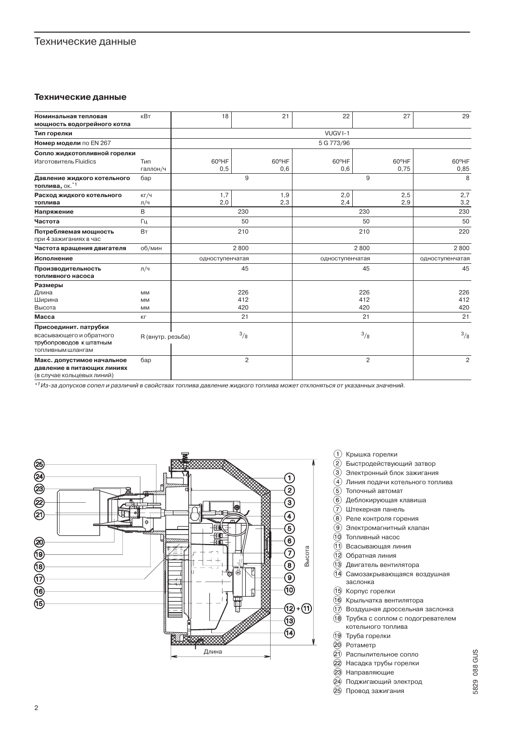# Технические данные

## Технические данные

| Номинальная тепловая мощность водогрейного котла | кВт | 18 | 21 | 22 | 27 | 29 |
|---|---|---|---|---|---|---|
| **Тип горелки** | | VUGV I-1 | | | | |
| **Номер модели** по EN 267 | | 5 G 773/96 | | | | |
| **Сопло жидкотопливной горелки** | | | | | | |
| Изготовитель Fluidics | Тип | 60°HF | 60°HF | 60°HF | 60°HF | 60°HF |
| | галлон/ч | 0,5 | 0,6 | 0,6 | 0,75 | 0,85 |
| **Давление жидкого котельного топлива,** ок.[*1] | бар | 9 | | 9 | | 8 |
| **Расход жидкого котельного топлива** | кг/ч | 1,7 | 1,9 | 2,0 | 2,5 | 2,7 |
| | л/ч | 2,0 | 2,3 | 2,4 | 2,9 | 3,2 |
| **Напряжение** | В | 230 | | 230 | | 230 |
| **Частота** | Гц | 50 | | 50 | | 50 |
| **Потребляемая мощность** при 4 зажиганиях в час | Вт | 210 | | 210 | | 220 |
| **Частота вращения двигателя** | об/мин | 2 800 | | 2 800 | | 2 800 |
| **Исполнение** | | одноступенчатая | | одноступенчатая | | одноступенчатая |
| **Производительность топливного насоса** | л/ч | 45 | | 45 | | 45 |
| **Размеры** | | | | | | |
| Длина | мм | 226 | | 226 | | 226 |
| Ширина | мм | 412 | | 412 | | 412 |
| Высота | мм | 420 | | 420 | | 420 |
| **Масса** | кг | 21 | | 21 | | 21 |
| **Присоединит. патрубки** всасывающего и обратного **трубопроводов к штатным** топливным шлангам | R (внутр. резьба) | 3/8 | | 3/8 | | 3/8 |
| **Макс. допустимое начальное давление в питающих линиях** (в случае кольцевых линий) | бар | 2 | | 2 | | 2 |

*[*1] Из-за допусков сопел и различий в свойствах топлива давление жидкого топлива может отклоняться от указанных значений.*

1. Крышка горелки
2. Быстродействующий затвор
3. Электронный блок зажигания
4. Линия подачи котельного топлива
5. Топочный автомат
6. Деблокирующая клавиша
7. Штекерная панель
8. Реле контроля горения
9. Электромагнитный клапан
10. Топливный насос
11. Всасывающая линия
12. Обратная линия
13. Двигатель вентилятора
14. Самозакрывающаяся воздушная заслонка
15. Корпус горелки
16. Крыльчатка вентилятора
17. Воздушная дроссельная заслонка
18. Трубка с соплом с подогревателем котельного топлива
19. Труба горелки
20. Ротаметр
21. Распылительное сопло
22. Насадка трубы горелки
23. Направляющие
24. Поджигающий электрод
25. Провод зажигания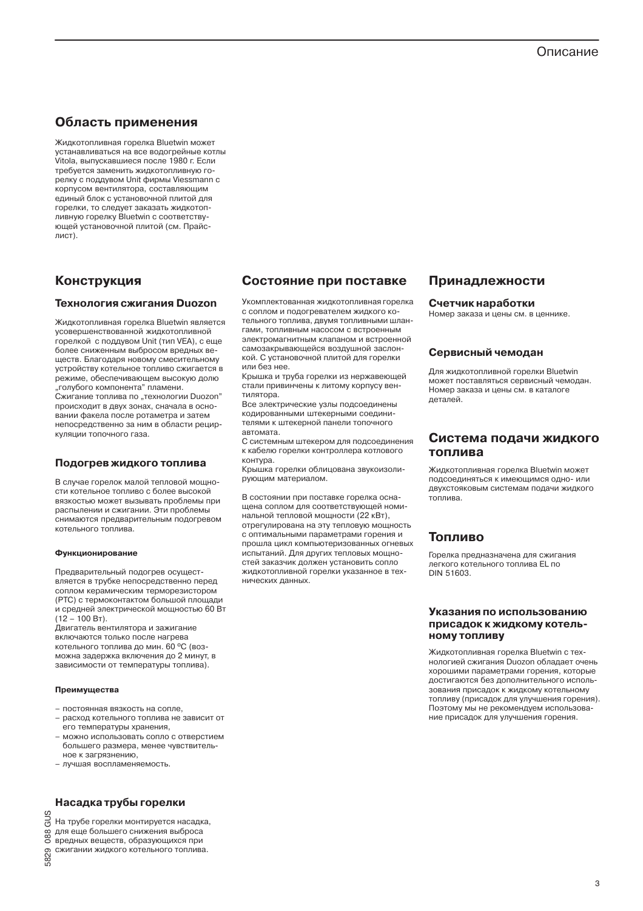## Область применения

Жидкотопливная горелка Bluetwin может устанавливаться на все водогрейные котлы Vitola, выпускавшиеся после 1980 г. Если требуется заменить жидкотопливную горелку с поддувом Unit фирмы Viessmann с корпусом вентилятора, составляющим единый блок с установочной плитой для горелки, то следует заказать жидкотопливную горелку Bluetwin с соответствующей установочной плитой (см. Прайс-лист).

## Конструкция

### Технология сжигания Duozon

Жидкотопливная горелка Bluetwin является усовершенствованной жидкотопливной горелкой с поддувом Unit (тип VEA), с еще более сниженным выбросом вредных веществ. Благодаря новому смесительному устройству котельное топливо сжигается в режиме, обеспечивающем высокую долю „голубого компонента" пламени.
Сжигание топлива по „технологии Duozon" происходит в двух зонах, сначала в основании факела после ротаметра и затем непосредственно за ним в области рециркуляции топочного газа.

### Подогрев жидкого топлива

В случае горелок малой тепловой мощности котельное топливо с более высокой вязкостью может вызывать проблемы при распылении и сжигании. Эти проблемы снимаются предварительным подогревом котельного топлива.

#### Функционирование

Предварительный подогрев осуществляется в трубке непосредственно перед соплом керамическим терморезистором (PTC) с термоконтактом большой площади и средней электрической мощностью 60 Вт (12 – 100 Вт).
Двигатель вентилятора и зажигание включаются только после нагрева котельного топлива до мин. 60 ºC (возможна задержка включения до 2 минут, в зависимости от температуры топлива).

#### Преимущества

- постоянная вязкость на сопле,
- расход котельного топлива не зависит от его температуры хранения,
- можно использовать сопло с отверстием большего размера, менее чувствительное к загрязнению,
- лучшая воспламеняемость.

### Насадка трубы горелки

На трубе горелки монтируется насадка, для еще большего снижения выброса вредных веществ, образующихся при сжигании жидкого котельного топлива.

## Состояние при поставке

Укомплектованная жидкотопливная горелка с соплом и подогревателем жидкого котельного топлива, двумя топливными шлангами, топливным насосом с встроенным электромагнитным клапаном и встроенной самозакрывающейся воздушной заслонкой. С установочной плитой для горелки или без нее.
Крышка и труба горелки из нержавеющей стали привинчены к литому корпусу вентилятора.
Все электрические узлы подсоединены кодированными штекерными соединителями к штекерной панели топочного автомата.
С системным штекером для подсоединения к кабелю горелки контроллера котлового контура.
Крышка горелки облицована звукоизолирующим материалом.

В состоянии при поставке горелка оснащена соплом для соответствующей номинальной тепловой мощности (22 кВт), отрегулирована на эту тепловую мощность с оптимальными параметрами горения и прошла цикл компьютеризованных огневых испытаний. Для других тепловых мощностей заказчик должен установить сопло жидкотопливной горелки указанное в технических данных.

## Принадлежности

### Счетчик наработки

Номер заказа и цены см. в ценнике.

### Сервисный чемодан

Для жидкотопливной горелки Bluetwin может поставляться сервисный чемодан. Номер заказа и цены см. в каталоге деталей.

## Система подачи жидкого топлива

Жидкотопливная горелка Bluetwin может подсоединяться к имеющимся одно- или двухстояковым системам подачи жидкого топлива.

## Топливо

Горелка предназначена для сжигания легкого котельного топлива EL по DIN 51603.

### Указания по использованию присадок к жидкому котельному топливу

Жидкотопливная горелка Bluetwin с технологией сжигания Duozon обладает очень хорошими параметрами горения, которые достигаются без дополнительного использования присадок к жидкому котельному топливу (присадок для улучшения горения). Поэтому мы не рекомендуем использование присадок для улучшения горения.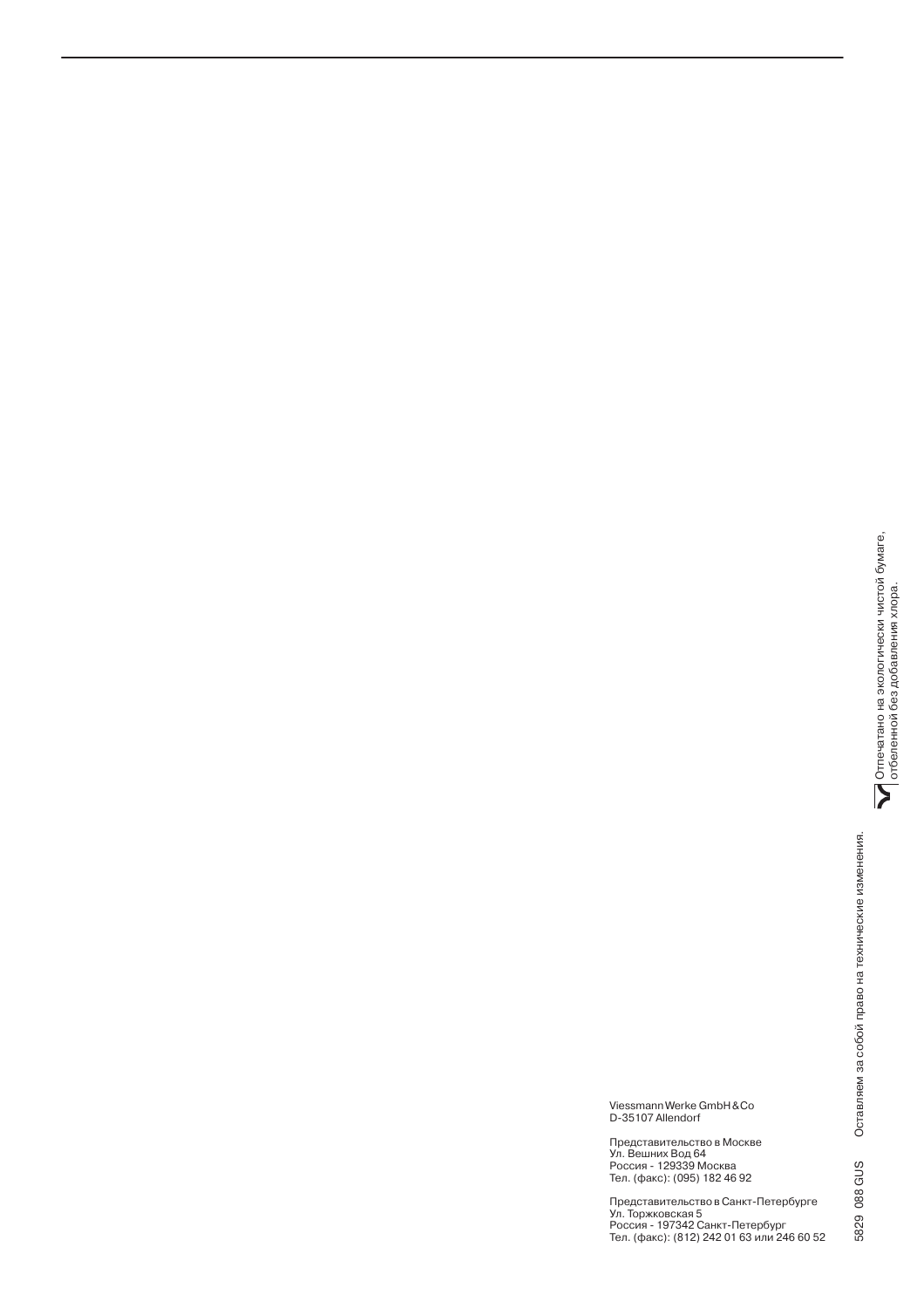Viessmann Werke GmbH & Co
D-35107 Allendorf

Представительство в Москве
Ул. Вешних Вод 64
Россия - 129339 Москва
Тел. (факс): (095) 182 46 92

Представительство в Санкт-Петербурге
Ул. Торжковская 5
Россия - 197342 Санкт-Петербург
Тел. (факс): (812) 242 01 63 или 246 60 52

5829 088 GUS Оставляем за собой право на технические изменения.

Отпечатано на экологически чистой бумаге, отбеленной без добавления хлора.